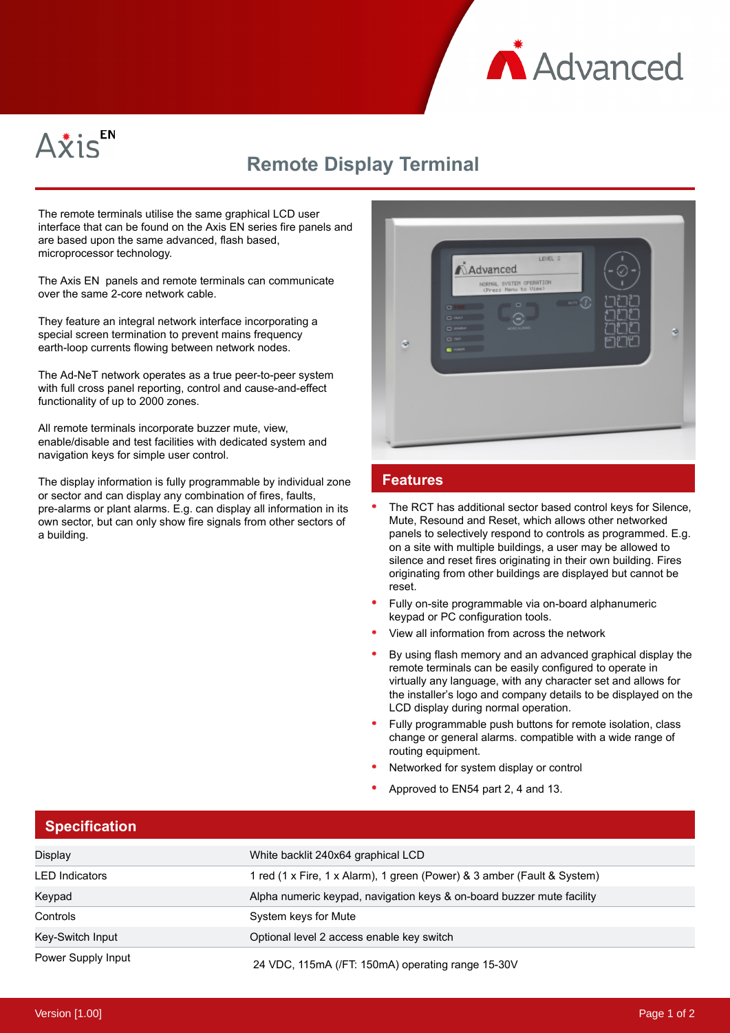# Axis EN

## Remote Display Terminal

The remote terminals utilise the same graphical LCD user interface that can be found on the Axis EN series fire panels and are based upon the same advanced, flash based, microprocessor technology.

The Axis EN panels and remote terminals can communicate over the same 2-core network cable.

They feature an integral network interface incorporating a special screen termination to prevent mains frequency earth-loop currents flowing between network nodes.

The Ad-NeT network operates as a true peer-to-peer system with full cross panel reporting, control and cause-and-effect functionality of up to 2000 zones.

All remote terminals incorporate buzzer mute, view, enable/disable and test facilities with dedicated system and navigation keys for simple user control.

The display information is fully programmable by individual zone or sector and can display any combination of fires, faults, pre-alarms or plant alarms. E.g. can display all information in its own sector, but can only show fire signals from other sectors of a building.

## Features

- The RCT has additional sector based control keys for Silence, Mute, Resound and Reset, which allows other networked panels to selectively respond to controls as programmed. E.g. on a site with multiple buildings, a user may be allowed to silence and reset fires originating in their own building. Fires originating from other buildings are displayed but cannot be reset.
- Fully on-site programmable via on-board alphanumeric keypad or PC configuration tools.
- View all information from across the network
- By using flash memory and an advanced graphical display the remote terminals can be easily configured to operate in virtually any language, with any character set and allows for the installer's logo and company details to be displayed on the LCD display during normal operation.
- Fully programmable push buttons for remote isolation, class change or general alarms. compatible with a wide range of routing equipment.
- Networked for system display or control
- Approved to EN54 part 2, 4 and 13.

## Specification

| | |
|---|---|
| Display | White backlit 240x64 graphical LCD |
| LED Indicators | 1 red (1 x Fire, 1 x Alarm), 1 green (Power) & 3 amber (Fault & System) |
| Keypad | Alpha numeric keypad, navigation keys & on-board buzzer mute facility |
| Controls | System keys for Mute |
| Key-Switch Input | Optional level 2 access enable key switch |
| Power Supply Input | 24 VDC, 115mA (/FT: 150mA) operating range 15-30V |

Version [1.00]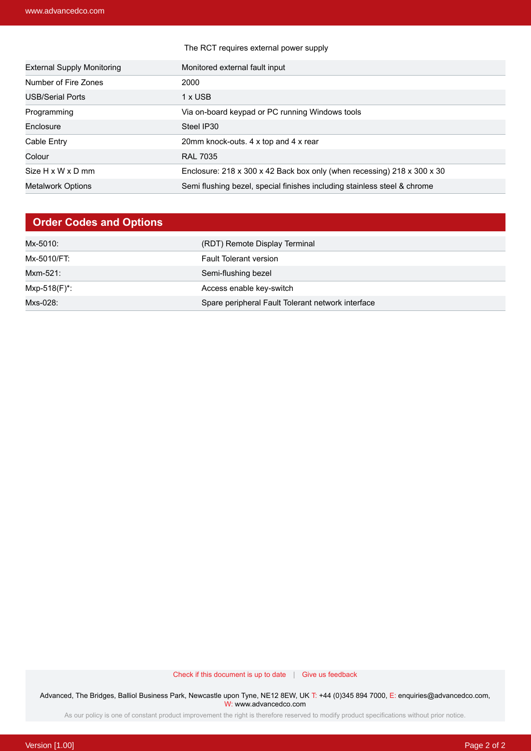The RCT requires external power supply

| | |
|---|---|
| External Supply Monitoring | Monitored external fault input |
| Number of Fire Zones | 2000 |
| USB/Serial Ports | 1 x USB |
| Programming | Via on-board keypad or PC running Windows tools |
| Enclosure | Steel IP30 |
| Cable Entry | 20mm knock-outs. 4 x top and 4 x rear |
| Colour | RAL 7035 |
| Size H x W x D mm | Enclosure: 218 x 300 x 42 Back box only (when recessing) 218 x 300 x 30 |
| Metalwork Options | Semi flushing bezel, special finishes including stainless steel & chrome |

## Order Codes and Options

| | |
|---|---|
| Mx-5010: | (RDT) Remote Display Terminal |
| Mx-5010/FT: | Fault Tolerant version |
| Mxm-521: | Semi-flushing bezel |
| Mxp-518(F)*: | Access enable key-switch |
| Mxs-028: | Spare peripheral Fault Tolerant network interface |

Check if this document is up to date | Give us feedback

Advanced, The Bridges, Balliol Business Park, Newcastle upon Tyne, NE12 8EW, UK T: +44 (0)345 894 7000, E: enquiries@advancedco.com, W: www.advancedco.com

As our policy is one of constant product improvement the right is therefore reserved to modify product specifications without prior notice.

Version [1.00]